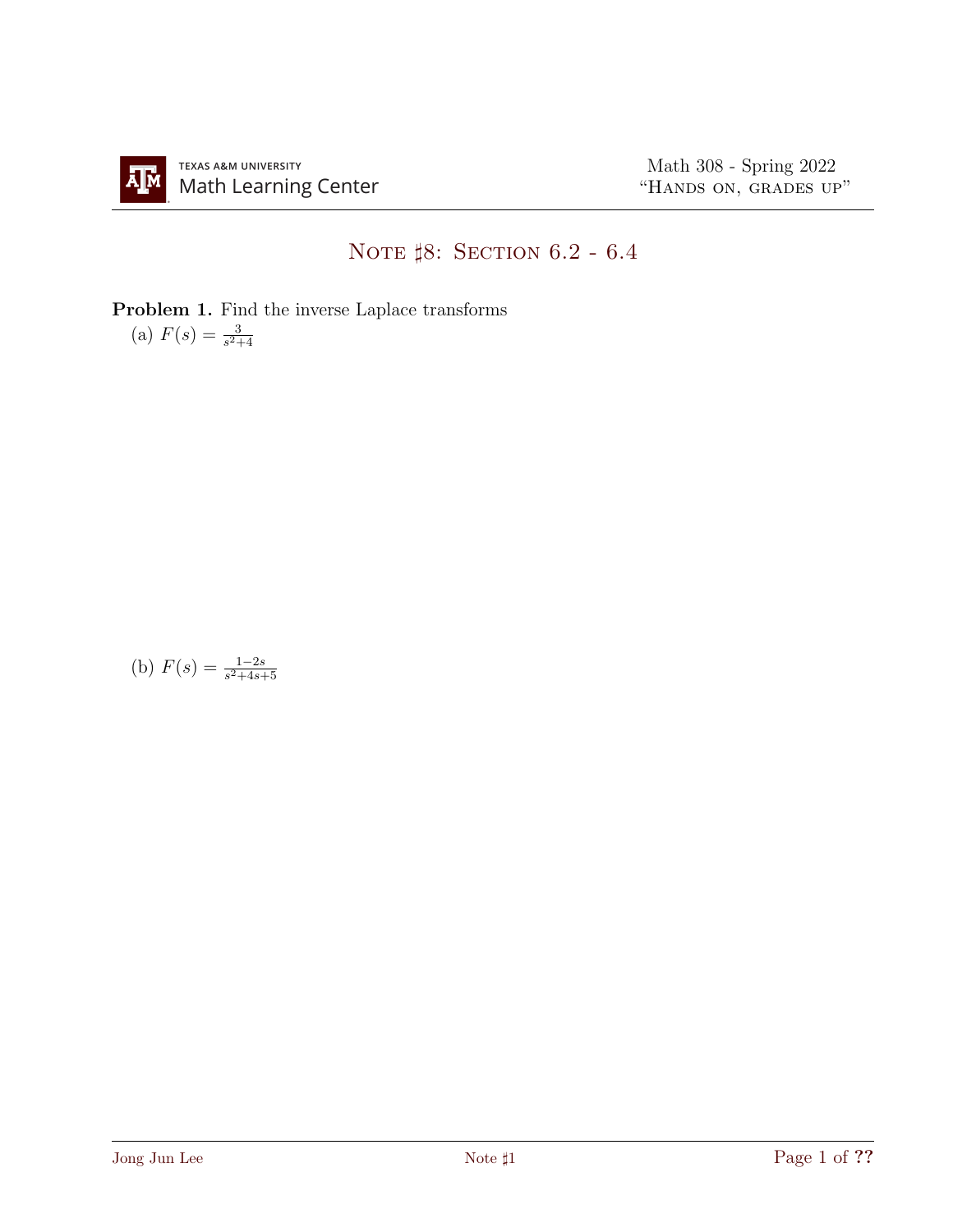# Note ♯8: Section 6.2 - 6.4

**Problem 1.** Find the inverse Laplace transforms

(a) $F(s) = \frac{3}{s^2+4}$

(b) $F(s) = \frac{1-2s}{s^2+4s+5}$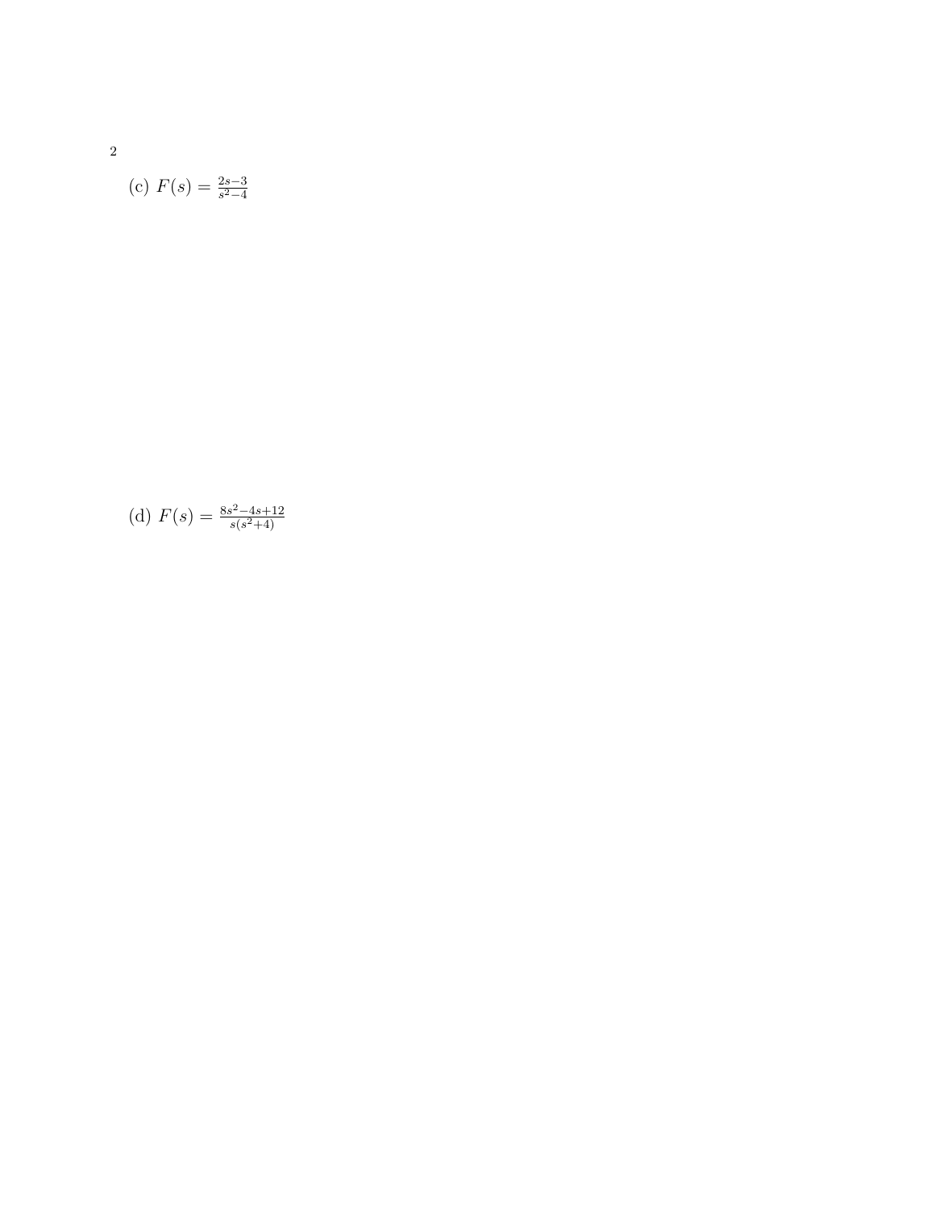(c) $F(s) = \frac{2s-3}{s^2-4}$

(d) $F(s) = \frac{8s^2-4s+12}{s(s^2+4)}$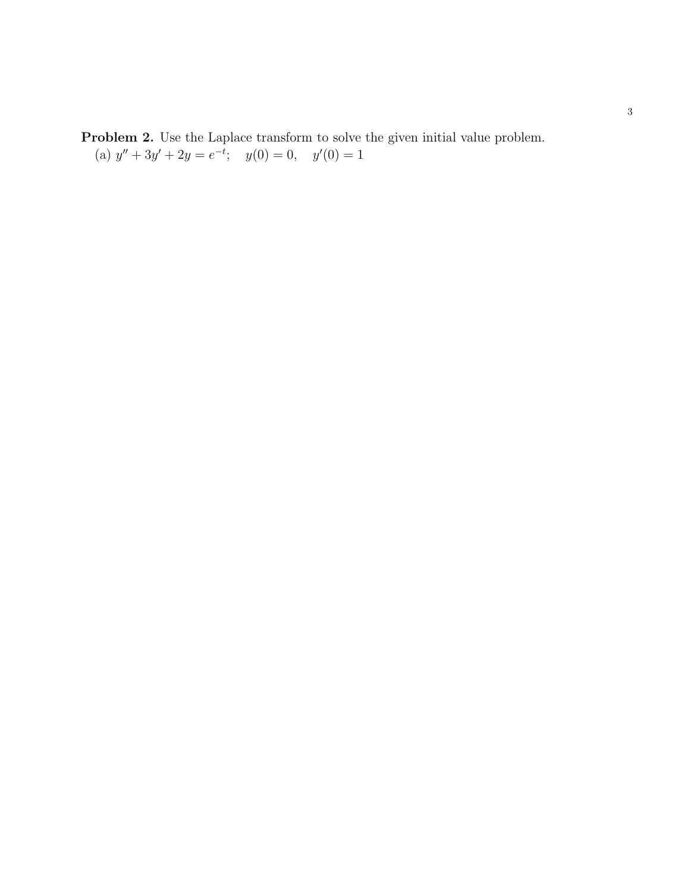**Problem 2.** Use the Laplace transform to solve the given initial value problem.

(a) $y'' + 3y' + 2y = e^{-t}; \quad y(0) = 0, \quad y'(0) = 1$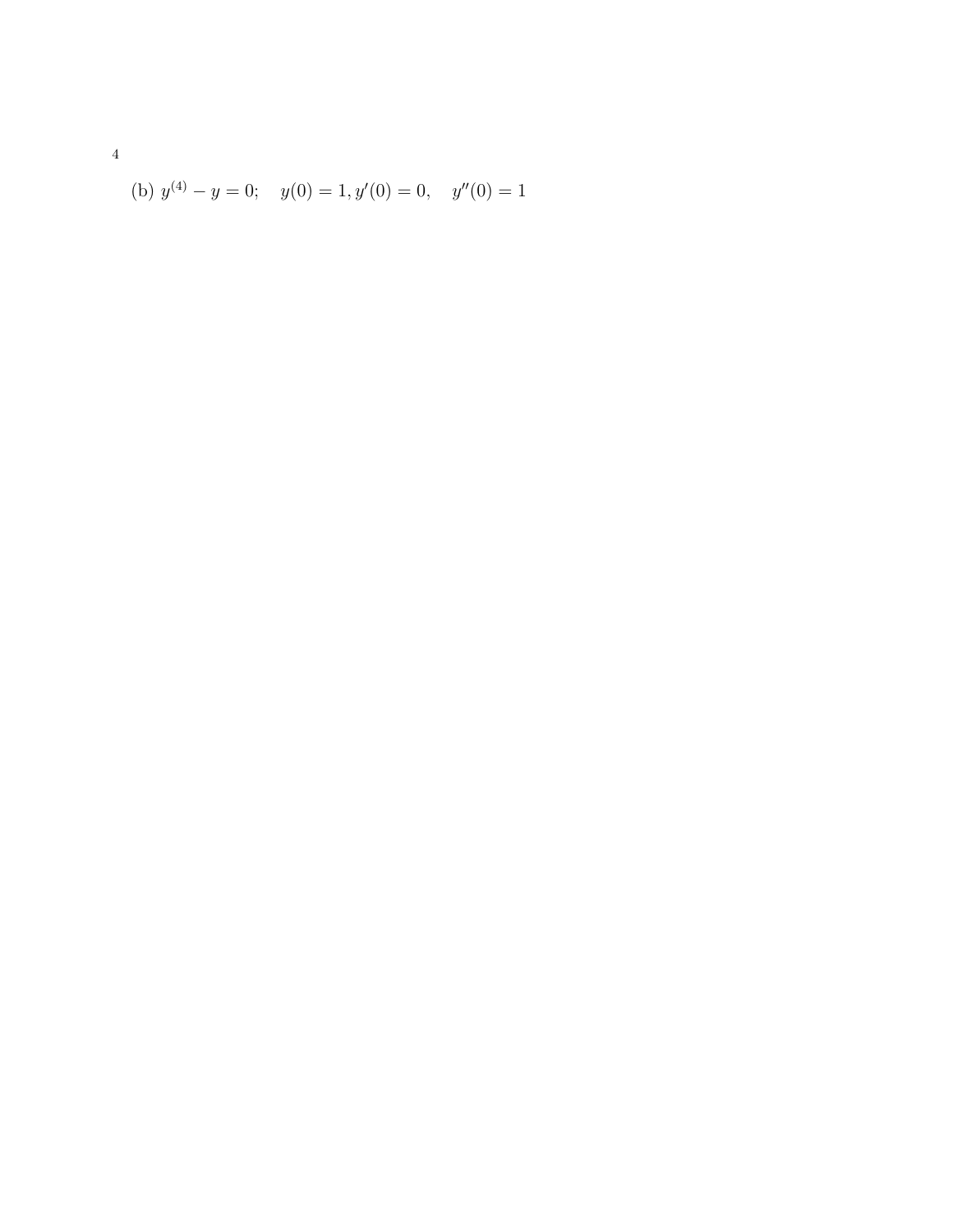(b) $y^{(4)} - y = 0; \quad y(0) = 1, y'(0) = 0, \quad y''(0) = 1$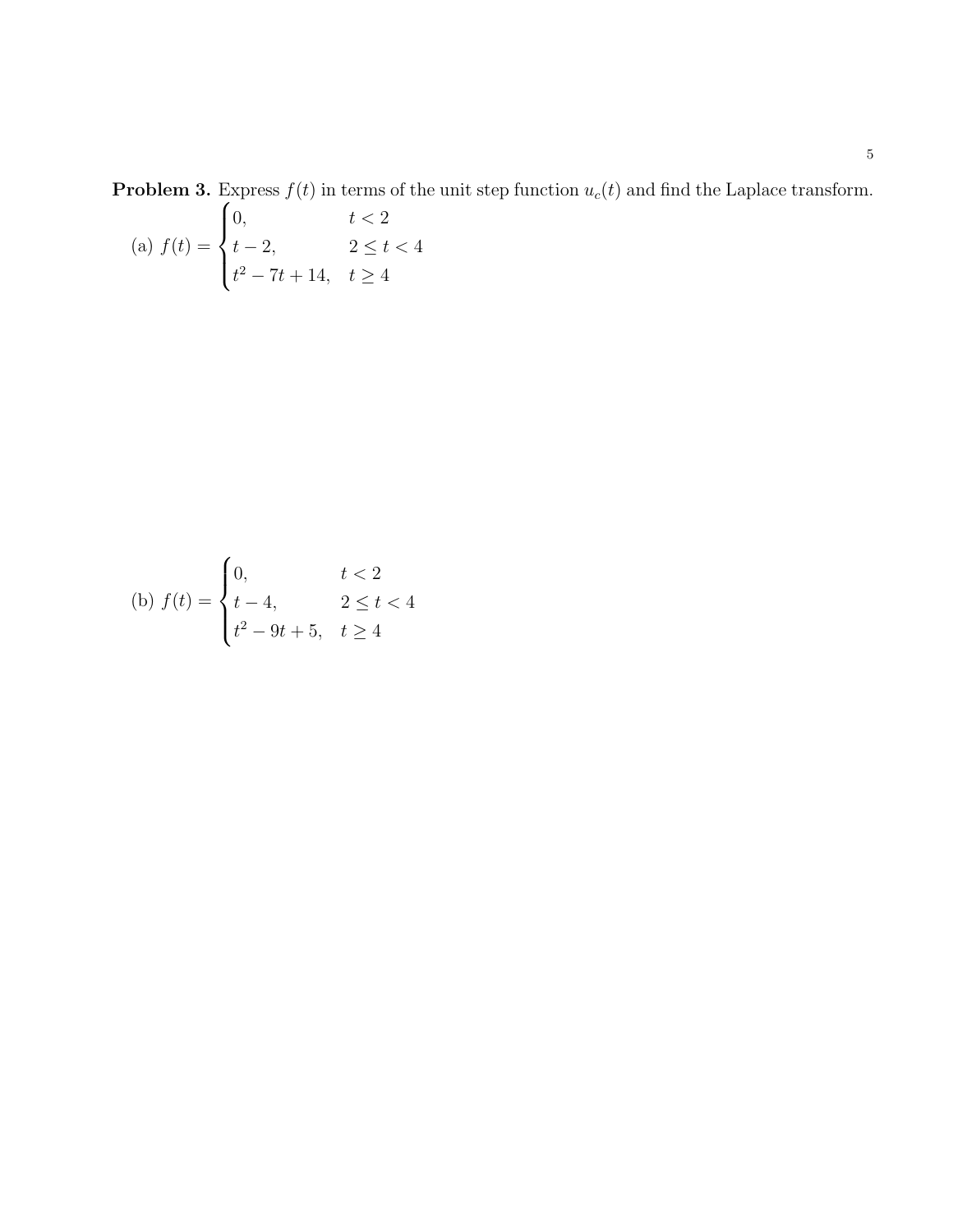**Problem 3.** Express $f(t)$ in terms of the unit step function $u_c(t)$ and find the Laplace transform.

(a) $f(t) = \begin{cases} 0, & t < 2 \\ t-2, & 2 \leq t < 4 \\ t^2 - 7t + 14, & t \geq 4 \end{cases}$

(b) $f(t) = \begin{cases} 0, & t < 2 \\ t-4, & 2 \leq t < 4 \\ t^2 - 9t + 5, & t \geq 4 \end{cases}$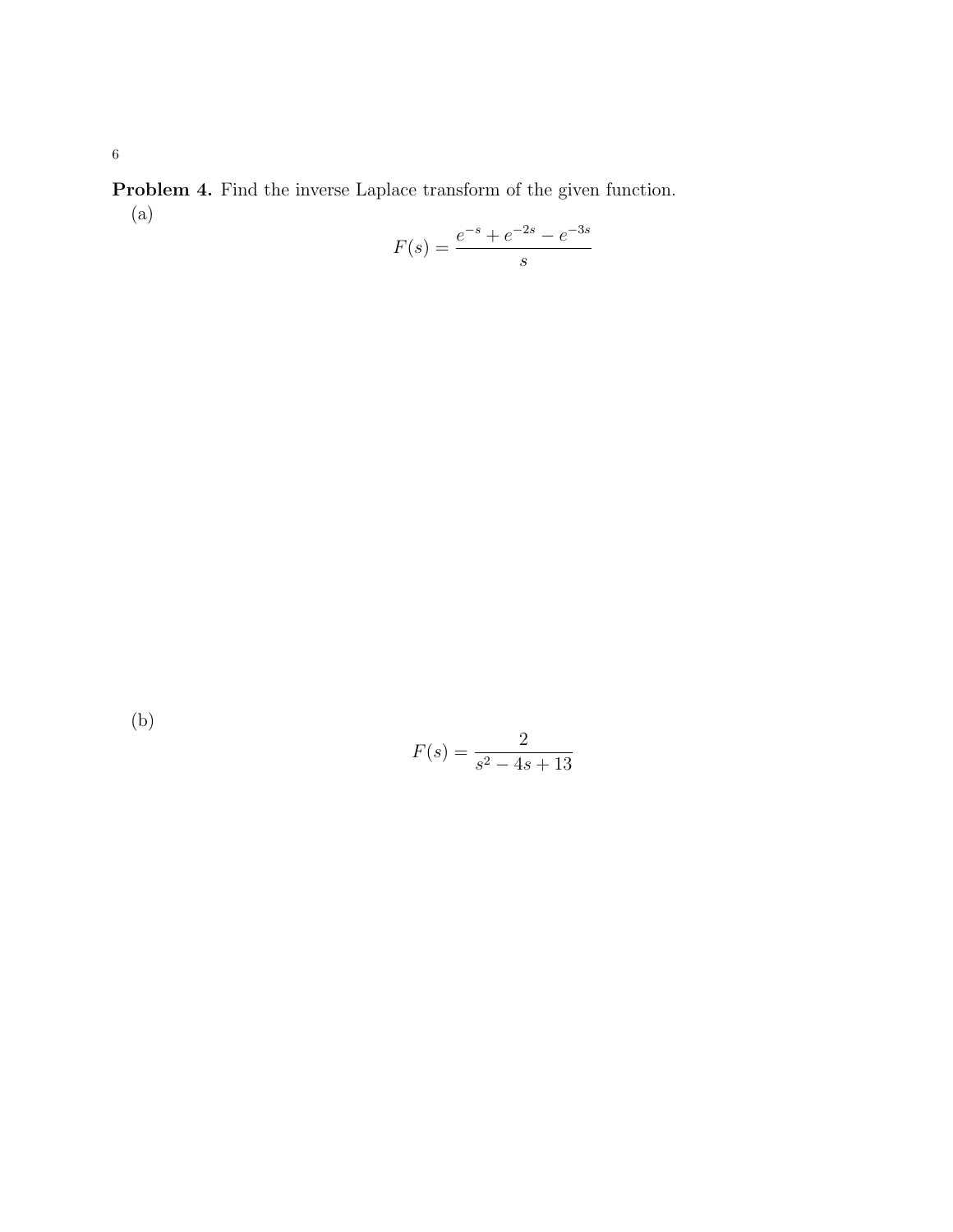**Problem 4.** Find the inverse Laplace transform of the given function.

(a)

$$F(s) = \frac{e^{-s} + e^{-2s} - e^{-3s}}{s}$$

(b)

$$F(s) = \frac{2}{s^2 - 4s + 13}$$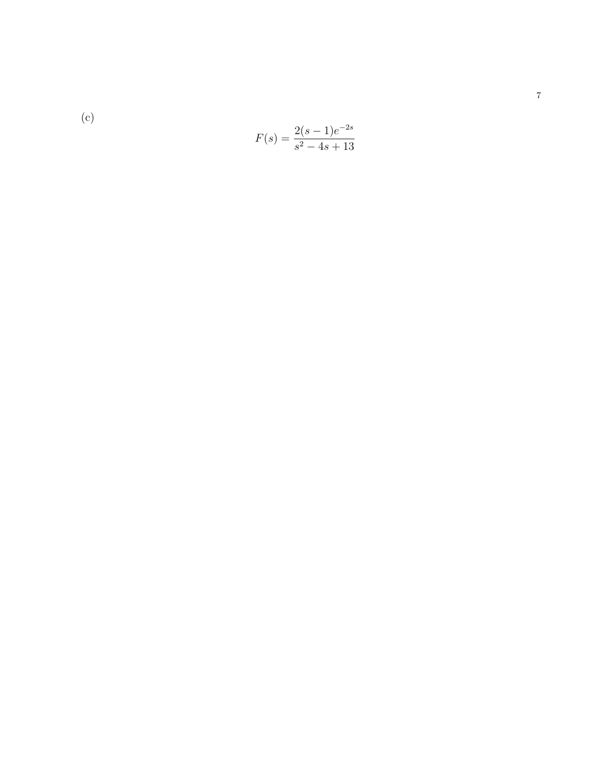(c)

$$F(s) = \frac{2(s-1)e^{-2s}}{s^2 - 4s + 13}$$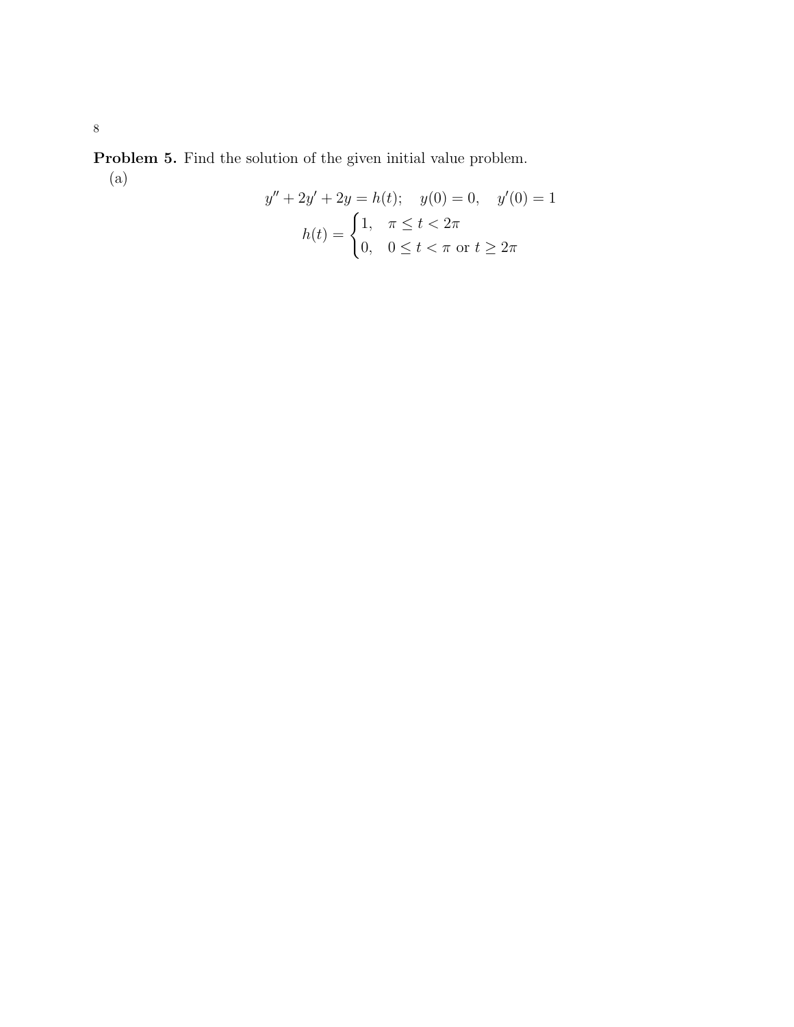**Problem 5.** Find the solution of the given initial value problem.

(a)

$$y'' + 2y' + 2y = h(t); \quad y(0) = 0, \quad y'(0) = 1$$

$$h(t) = \begin{cases} 1, & \pi \leq t < 2\pi \\ 0, & 0 \leq t < \pi \text{ or } t \geq 2\pi \end{cases}$$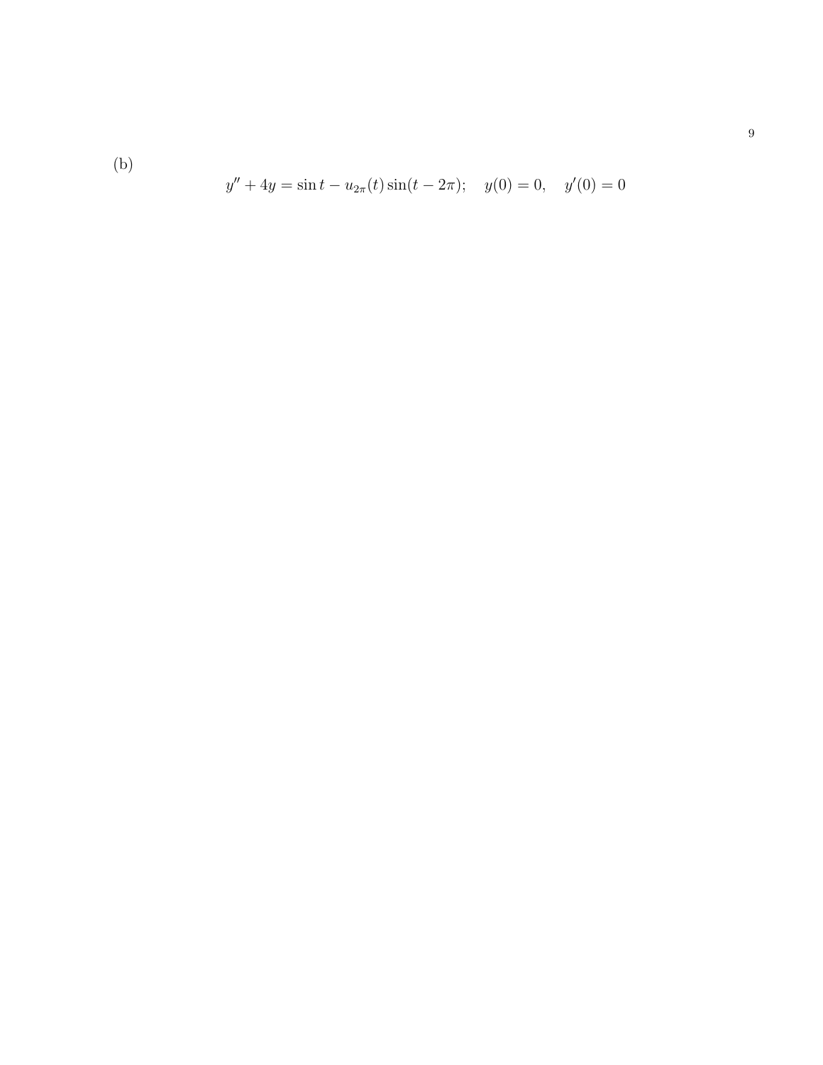(b)

$$y'' + 4y = \sin t - u_{2\pi}(t)\sin(t - 2\pi); \quad y(0) = 0, \quad y'(0) = 0$$